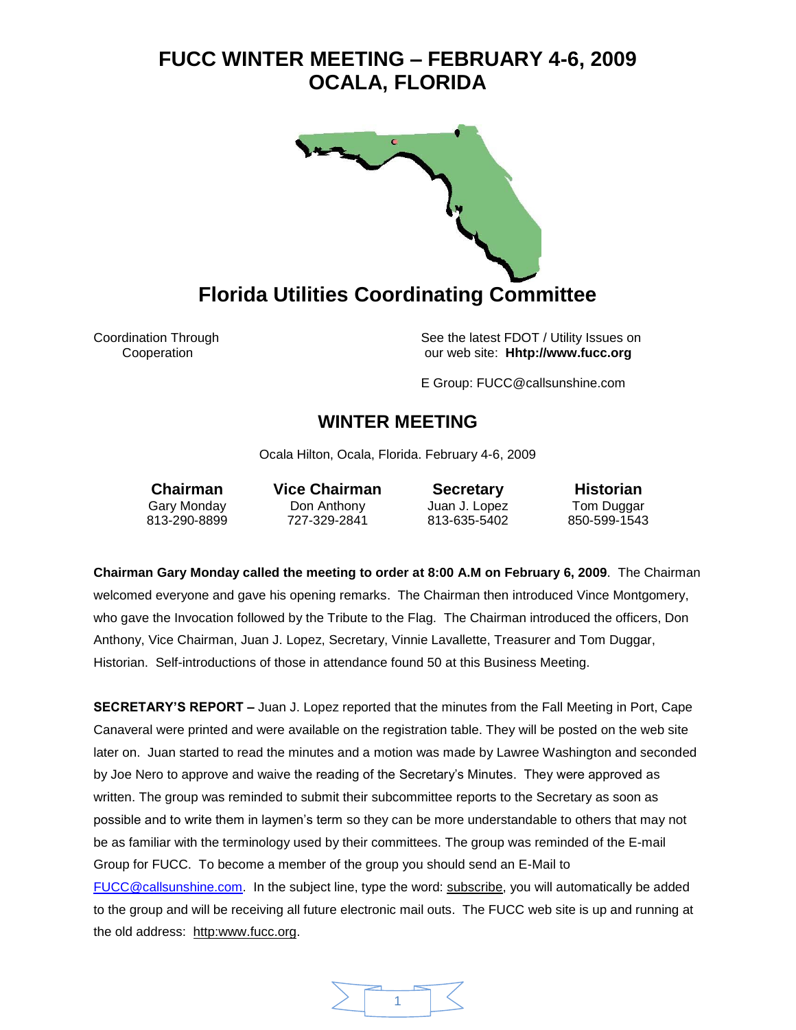# FUCC WINTER MEETING – FEBRUARY 4-6, 2009
# OCALA, FLORIDA

## Florida Utilities Coordinating Committee

Coordination Through Cooperation

See the latest FDOT / Utility Issues on our web site: **Hhttp://www.fucc.org**

E Group: FUCC@callsunshine.com

## WINTER MEETING

Ocala Hilton, Ocala, Florida. February 4-6, 2009

| Chairman | Vice Chairman | Secretary | Historian |
|---|---|---|---|
| Gary Monday | Don Anthony | Juan J. Lopez | Tom Duggar |
| 813-290-8899 | 727-329-2841 | 813-635-5402 | 850-599-1543 |

**Chairman Gary Monday called the meeting to order at 8:00 A.M on February 6, 2009**. The Chairman welcomed everyone and gave his opening remarks. The Chairman then introduced Vince Montgomery, who gave the Invocation followed by the Tribute to the Flag. The Chairman introduced the officers, Don Anthony, Vice Chairman, Juan J. Lopez, Secretary, Vinnie Lavallette, Treasurer and Tom Duggar, Historian. Self-introductions of those in attendance found 50 at this Business Meeting.

**SECRETARY'S REPORT –** Juan J. Lopez reported that the minutes from the Fall Meeting in Port, Cape Canaveral were printed and were available on the registration table. They will be posted on the web site later on. Juan started to read the minutes and a motion was made by Lawree Washington and seconded by Joe Nero to approve and waive the reading of the Secretary's Minutes. They were approved as written. The group was reminded to submit their subcommittee reports to the Secretary as soon as possible and to write them in laymen's term so they can be more understandable to others that may not be as familiar with the terminology used by their committees. The group was reminded of the E-mail Group for FUCC. To become a member of the group you should send an E-Mail to FUCC@callsunshine.com. In the subject line, type the word: subscribe, you will automatically be added to the group and will be receiving all future electronic mail outs. The FUCC web site is up and running at the old address: http:www.fucc.org.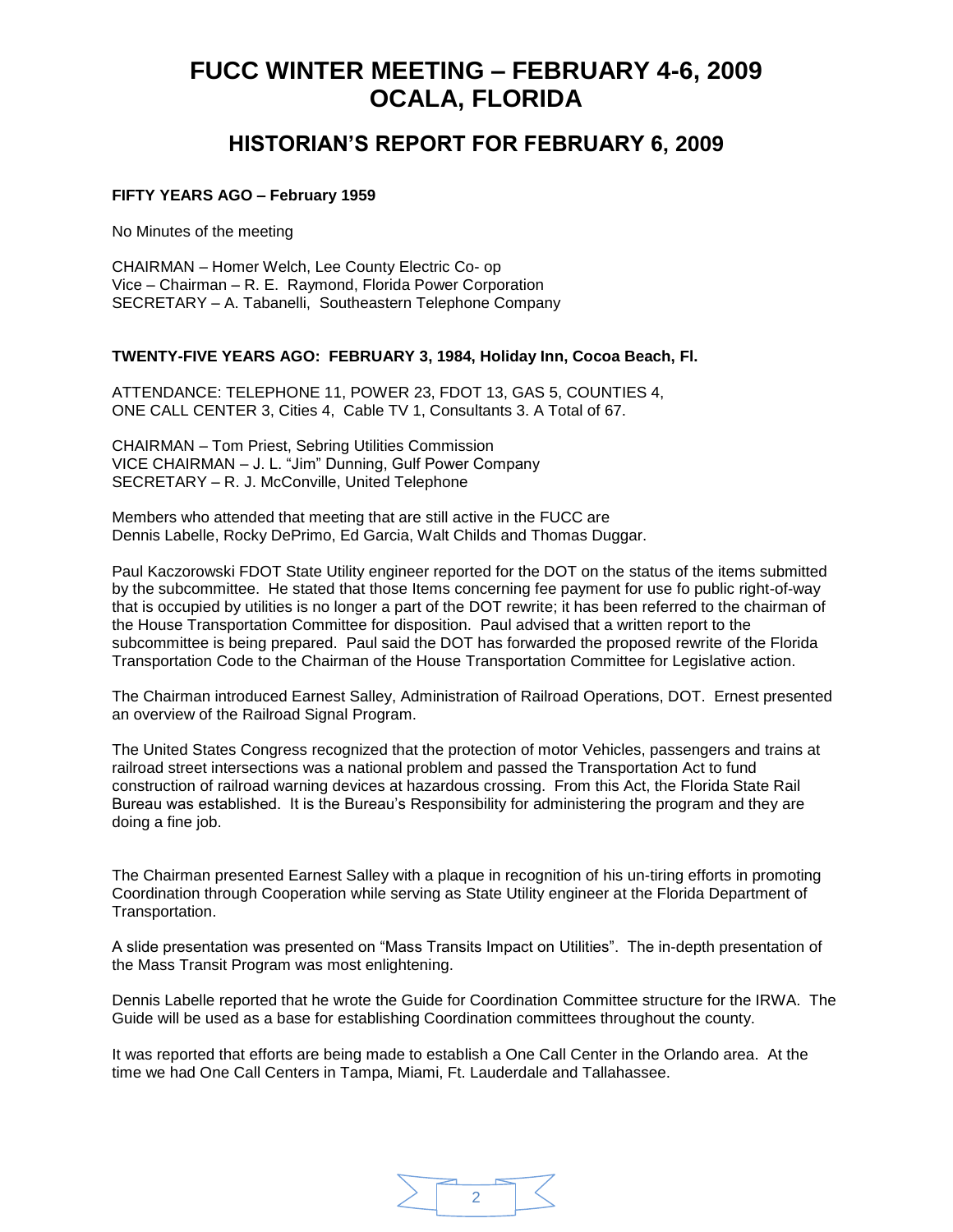# FUCC WINTER MEETING – FEBRUARY 4-6, 2009 OCALA, FLORIDA

## HISTORIAN'S REPORT FOR FEBRUARY 6, 2009

**FIFTY YEARS AGO – February 1959**

No Minutes of the meeting

CHAIRMAN – Homer Welch, Lee County Electric Co- op
Vice – Chairman – R. E. Raymond, Florida Power Corporation
SECRETARY – A. Tabanelli, Southeastern Telephone Company

**TWENTY-FIVE YEARS AGO: FEBRUARY 3, 1984, Holiday Inn, Cocoa Beach, Fl.**

ATTENDANCE: TELEPHONE 11, POWER 23, FDOT 13, GAS 5, COUNTIES 4, ONE CALL CENTER 3, Cities 4, Cable TV 1, Consultants 3. A Total of 67.

CHAIRMAN – Tom Priest, Sebring Utilities Commission
VICE CHAIRMAN – J. L. "Jim" Dunning, Gulf Power Company
SECRETARY – R. J. McConville, United Telephone

Members who attended that meeting that are still active in the FUCC are Dennis Labelle, Rocky DePrimo, Ed Garcia, Walt Childs and Thomas Duggar.

Paul Kaczorowski FDOT State Utility engineer reported for the DOT on the status of the items submitted by the subcommittee. He stated that those Items concerning fee payment for use fo public right-of-way that is occupied by utilities is no longer a part of the DOT rewrite; it has been referred to the chairman of the House Transportation Committee for disposition. Paul advised that a written report to the subcommittee is being prepared. Paul said the DOT has forwarded the proposed rewrite of the Florida Transportation Code to the Chairman of the House Transportation Committee for Legislative action.

The Chairman introduced Earnest Salley, Administration of Railroad Operations, DOT. Ernest presented an overview of the Railroad Signal Program.

The United States Congress recognized that the protection of motor Vehicles, passengers and trains at railroad street intersections was a national problem and passed the Transportation Act to fund construction of railroad warning devices at hazardous crossing. From this Act, the Florida State Rail Bureau was established. It is the Bureau's Responsibility for administering the program and they are doing a fine job.

The Chairman presented Earnest Salley with a plaque in recognition of his un-tiring efforts in promoting Coordination through Cooperation while serving as State Utility engineer at the Florida Department of Transportation.

A slide presentation was presented on "Mass Transits Impact on Utilities". The in-depth presentation of the Mass Transit Program was most enlightening.

Dennis Labelle reported that he wrote the Guide for Coordination Committee structure for the IRWA. The Guide will be used as a base for establishing Coordination committees throughout the county.

It was reported that efforts are being made to establish a One Call Center in the Orlando area. At the time we had One Call Centers in Tampa, Miami, Ft. Lauderdale and Tallahassee.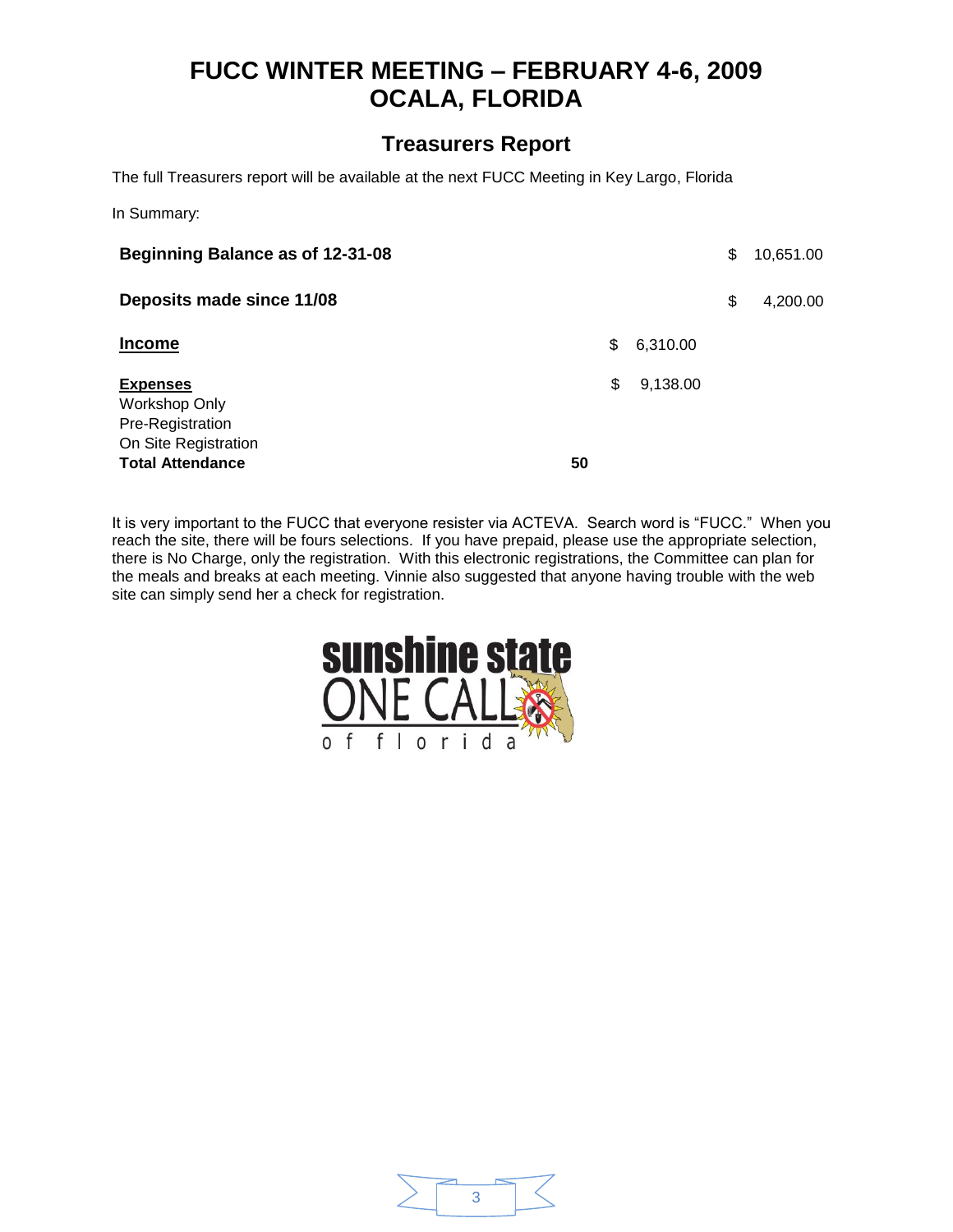# FUCC WINTER MEETING – FEBRUARY 4-6, 2009
# OCALA, FLORIDA

## Treasurers Report

The full Treasurers report will be available at the next FUCC Meeting in Key Largo, Florida

In Summary:

| | | | |
|---|---|---|---|
| **Beginning Balance as of 12-31-08** | | | $ 10,651.00 |
| **Deposits made since 11/08** | | | $ 4,200.00 |
| **Income** | | $ 6,310.00 | |
| **Expenses** | | $ 9,138.00 | |
| Workshop Only | | | |
| Pre-Registration | | | |
| On Site Registration | | | |
| **Total Attendance** | **50** | | |

It is very important to the FUCC that everyone resister via ACTEVA. Search word is "FUCC." When you reach the site, there will be fours selections. If you have prepaid, please use the appropriate selection, there is No Charge, only the registration. With this electronic registrations, the Committee can plan for the meals and breaks at each meeting. Vinnie also suggested that anyone having trouble with the web site can simply send her a check for registration.

sunshine state ONE CALL of florida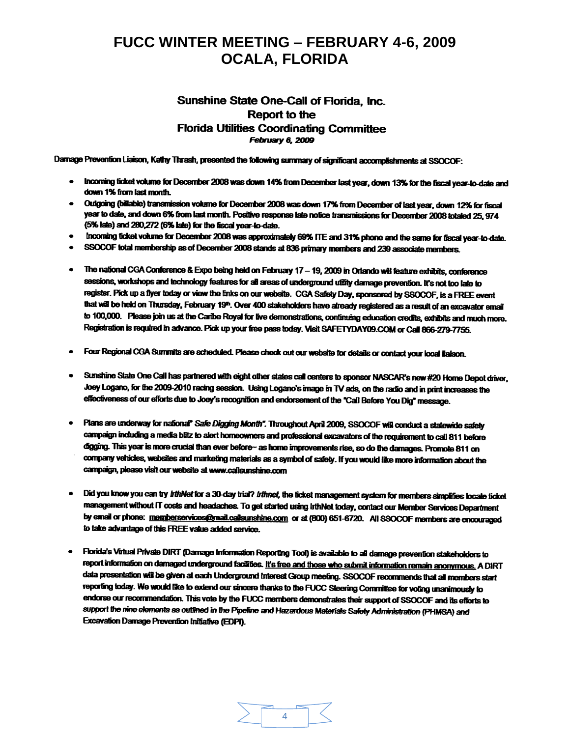# FUCC WINTER MEETING – FEBRUARY 4-6, 2009
# OCALA, FLORIDA

### Sunshine State One-Call of Florida, Inc.
### Report to the
### Florida Utilities Coordinating Committee
***February 6, 2009***

Damage Prevention Liaison, Kathy Thrash, presented the following summary of significant accomplishments at SSOCOF:

- Incoming ticket volume for December 2008 was down 14% from December last year, down 13% for the fiscal year-to-date and down 1% from last month.
- Outgoing (billable) transmission volume for December 2008 was down 17% from December of last year, down 12% for fiscal year to date, and down 6% from last month. Positive response late notice transmissions for December 2008 totaled 25, 974 (5% late) and 280,272 (6% late) for the fiscal year-to-date.
- Incoming ticket volume for December 2008 was approximately 69% ITE and 31% phone and the same for fiscal year-to-date.
- SSOCOF total membership as of December 2008 stands at 836 primary members and 239 associate members.
- The national CGA Conference & Expo being held on February 17 – 19, 2009 in Orlando will feature exhibits, conference sessions, workshops and technology features for all areas of underground utility damage prevention. It's not too late to register. Pick up a flyer today or view the links on our website. CGA Safety Day, sponsored by SSOCOF, is a FREE event that will be held on Thursday, February 19th. Over 400 stakeholders have already registered as a result of an excavator email to 100,000. Please join us at the Caribe Royal for live demonstrations, continuing education credits, exhibits and much more. Registration is required in advance. Pick up your free pass today. Visit SAFETYDAY09.COM or Call 866-279-7755.
- Four Regional CGA Summits are scheduled. Please check out our website for details or contact your local liaison.
- Sunshine State One Call has partnered with eight other states call centers to sponsor NASCAR's new #20 Home Depot driver, Joey Logano, for the 2009-2010 racing session. Using Logano's image in TV ads, on the radio and in print increases the effectiveness of our efforts due to Joey's recognition and endorsement of the "Call Before You Dig" message.
- Plans are underway for national" *Safe Digging Month".* Throughout April 2009, SSOCOF will conduct a statewide safety campaign including a media blitz to alert homeowners and professional excavators of the requirement to call 811 before digging. This year is more crucial than ever before– as home improvements rise, so do the damages. Promote 811 on company vehicles, websites and marketing materials as a symbol of safety. If you would like more information about the campaign, please visit our website at www.callsunshine.com
- Did you know you can try *IrthNet* for a 30-day trial? *Irthnet,* the ticket management system for members simplifies locate ticket management without IT costs and headaches. To get started using IrthNet today, contact our Member Services Department by email or phone: memberservices@mail.callsunshine.com or at (800) 651-6720. All SSOCOF members are encouraged to take advantage of this FREE value added service.
- Florida's Virtual Private DIRT (Damage Information Reporting Tool) is available to all damage prevention stakeholders to report information on damaged underground facilities. It's free and those who submit information remain anonymous. A DIRT data presentation will be given at each Underground Interest Group meeting. SSOCOF recommends that all members start reporting today. We would like to extend our sincere thanks to the FUCC Steering Committee for voting unanimously to endorse our recommendation. This vote by the FUCC members demonstrates their support of SSOCOF and its efforts to support the nine elements as outlined in the Pipeline and Hazardous Materials Safety Administration (PHMSA) and Excavation Damage Prevention Initiative (EDPI).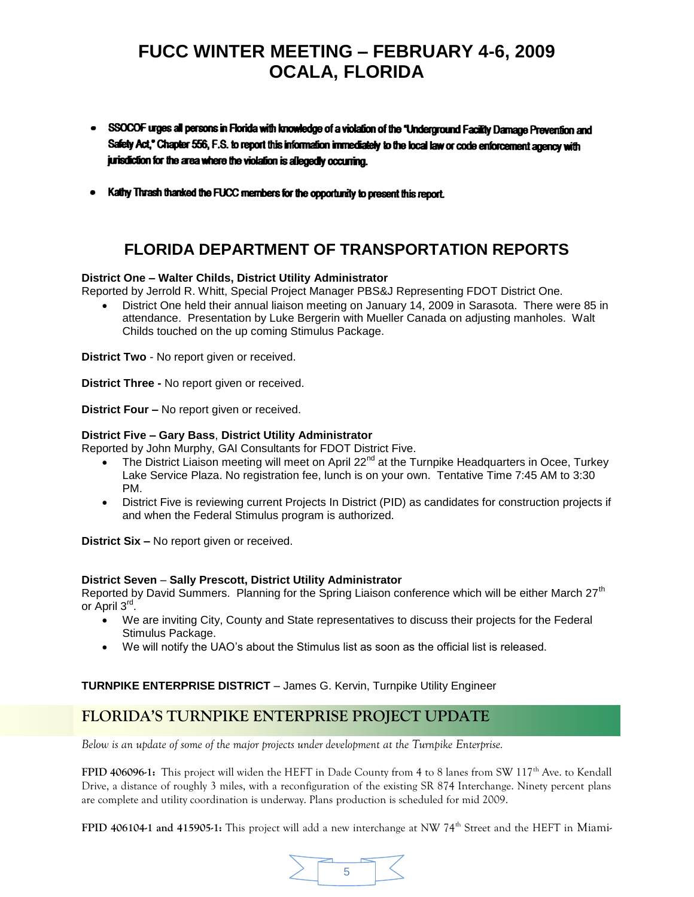# FUCC WINTER MEETING – FEBRUARY 4-6, 2009
# OCALA, FLORIDA

- **SSOCOF urges all persons in Florida with knowledge of a violation of the "Underground Facility Damage Prevention and Safety Act," Chapter 556, F.S. to report this information immediately to the local law or code enforcement agency with jurisdiction for the area where the violation is allegedly occurring.**

- **Kathy Thrash thanked the FUCC members for the opportunity to present this report.**

## FLORIDA DEPARTMENT OF TRANSPORTATION REPORTS

**District One – Walter Childs, District Utility Administrator**
Reported by Jerrold R. Whitt, Special Project Manager PBS&J Representing FDOT District One.

- District One held their annual liaison meeting on January 14, 2009 in Sarasota. There were 85 in attendance. Presentation by Luke Bergerin with Mueller Canada on adjusting manholes. Walt Childs touched on the up coming Stimulus Package.

**District Two** - No report given or received.

**District Three -** No report given or received.

**District Four –** No report given or received.

**District Five – Gary Bass**, **District Utility Administrator**
Reported by John Murphy, GAI Consultants for FDOT District Five.

- The District Liaison meeting will meet on April 22nd at the Turnpike Headquarters in Ocee, Turkey Lake Service Plaza. No registration fee, lunch is on your own. Tentative Time 7:45 AM to 3:30 PM.
- District Five is reviewing current Projects In District (PID) as candidates for construction projects if and when the Federal Stimulus program is authorized.

**District Six –** No report given or received.

**District Seven** – **Sally Prescott, District Utility Administrator**
Reported by David Summers. Planning for the Spring Liaison conference which will be either March 27th or April 3rd.

- We are inviting City, County and State representatives to discuss their projects for the Federal Stimulus Package.
- We will notify the UAO's about the Stimulus list as soon as the official list is released.

**TURNPIKE ENTERPRISE DISTRICT** – James G. Kervin, Turnpike Utility Engineer

## FLORIDA'S TURNPIKE ENTERPRISE PROJECT UPDATE

*Below is an update of some of the major projects under development at the Turnpike Enterprise.*

**FPID 406096-1:** This project will widen the HEFT in Dade County from 4 to 8 lanes from SW 117th Ave. to Kendall Drive, a distance of roughly 3 miles, with a reconfiguration of the existing SR 874 Interchange. Ninety percent plans are complete and utility coordination is underway. Plans production is scheduled for mid 2009.

**FPID 406104-1 and 415905-1:** This project will add a new interchange at NW 74th Street and the HEFT in Miami-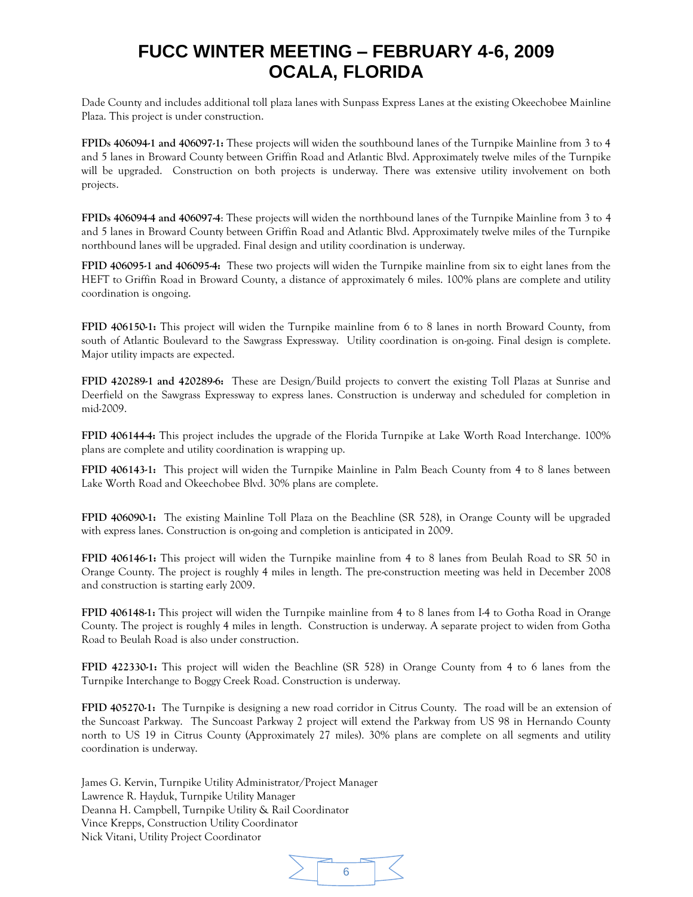Dade County and includes additional toll plaza lanes with Sunpass Express Lanes at the existing Okeechobee Mainline Plaza. This project is under construction.

**FPIDs 406094-1 and 406097-1:** These projects will widen the southbound lanes of the Turnpike Mainline from 3 to 4 and 5 lanes in Broward County between Griffin Road and Atlantic Blvd. Approximately twelve miles of the Turnpike will be upgraded. Construction on both projects is underway. There was extensive utility involvement on both projects.

**FPIDs 406094-4 and 406097-4**: These projects will widen the northbound lanes of the Turnpike Mainline from 3 to 4 and 5 lanes in Broward County between Griffin Road and Atlantic Blvd. Approximately twelve miles of the Turnpike northbound lanes will be upgraded. Final design and utility coordination is underway.

**FPID 406095-1 and 406095-4:** These two projects will widen the Turnpike mainline from six to eight lanes from the HEFT to Griffin Road in Broward County, a distance of approximately 6 miles. 100% plans are complete and utility coordination is ongoing.

**FPID 406150-1:** This project will widen the Turnpike mainline from 6 to 8 lanes in north Broward County, from south of Atlantic Boulevard to the Sawgrass Expressway. Utility coordination is on-going. Final design is complete. Major utility impacts are expected.

**FPID 420289-1 and 420289-6:** These are Design/Build projects to convert the existing Toll Plazas at Sunrise and Deerfield on the Sawgrass Expressway to express lanes. Construction is underway and scheduled for completion in mid-2009.

**FPID 406144-4:** This project includes the upgrade of the Florida Turnpike at Lake Worth Road Interchange. 100% plans are complete and utility coordination is wrapping up.

**FPID 406143-1:** This project will widen the Turnpike Mainline in Palm Beach County from 4 to 8 lanes between Lake Worth Road and Okeechobee Blvd. 30% plans are complete.

**FPID 406090-1:** The existing Mainline Toll Plaza on the Beachline (SR 528), in Orange County will be upgraded with express lanes. Construction is on-going and completion is anticipated in 2009.

**FPID 406146-1:** This project will widen the Turnpike mainline from 4 to 8 lanes from Beulah Road to SR 50 in Orange County. The project is roughly 4 miles in length. The pre-construction meeting was held in December 2008 and construction is starting early 2009.

**FPID 406148-1:** This project will widen the Turnpike mainline from 4 to 8 lanes from I-4 to Gotha Road in Orange County. The project is roughly 4 miles in length. Construction is underway. A separate project to widen from Gotha Road to Beulah Road is also under construction.

**FPID 422330-1:** This project will widen the Beachline (SR 528) in Orange County from 4 to 6 lanes from the Turnpike Interchange to Boggy Creek Road. Construction is underway.

**FPID 405270-1:** The Turnpike is designing a new road corridor in Citrus County. The road will be an extension of the Suncoast Parkway. The Suncoast Parkway 2 project will extend the Parkway from US 98 in Hernando County north to US 19 in Citrus County (Approximately 27 miles). 30% plans are complete on all segments and utility coordination is underway.

James G. Kervin, Turnpike Utility Administrator/Project Manager
Lawrence R. Hayduk, Turnpike Utility Manager
Deanna H. Campbell, Turnpike Utility & Rail Coordinator
Vince Krepps, Construction Utility Coordinator
Nick Vitani, Utility Project Coordinator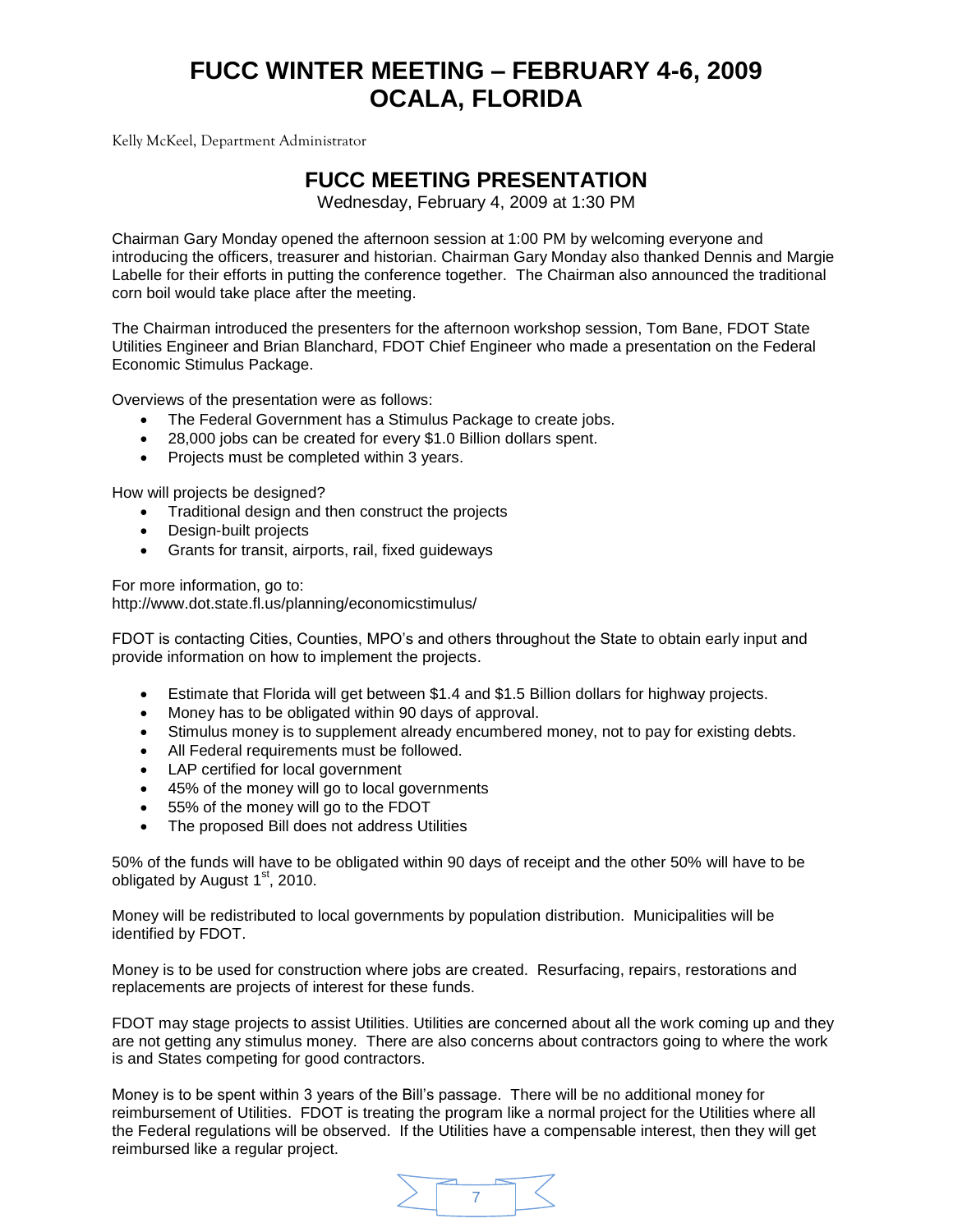# FUCC WINTER MEETING – FEBRUARY 4-6, 2009
# OCALA, FLORIDA

Kelly McKeel, Department Administrator

## FUCC MEETING PRESENTATION

Wednesday, February 4, 2009 at 1:30 PM

Chairman Gary Monday opened the afternoon session at 1:00 PM by welcoming everyone and introducing the officers, treasurer and historian. Chairman Gary Monday also thanked Dennis and Margie Labelle for their efforts in putting the conference together. The Chairman also announced the traditional corn boil would take place after the meeting.

The Chairman introduced the presenters for the afternoon workshop session, Tom Bane, FDOT State Utilities Engineer and Brian Blanchard, FDOT Chief Engineer who made a presentation on the Federal Economic Stimulus Package.

Overviews of the presentation were as follows:

- The Federal Government has a Stimulus Package to create jobs.
- 28,000 jobs can be created for every $1.0 Billion dollars spent.
- Projects must be completed within 3 years.

How will projects be designed?

- Traditional design and then construct the projects
- Design-built projects
- Grants for transit, airports, rail, fixed guideways

For more information, go to:
http://www.dot.state.fl.us/planning/economicstimulus/

FDOT is contacting Cities, Counties, MPO's and others throughout the State to obtain early input and provide information on how to implement the projects.

- Estimate that Florida will get between $1.4 and $1.5 Billion dollars for highway projects.
- Money has to be obligated within 90 days of approval.
- Stimulus money is to supplement already encumbered money, not to pay for existing debts.
- All Federal requirements must be followed.
- LAP certified for local government
- 45% of the money will go to local governments
- 55% of the money will go to the FDOT
- The proposed Bill does not address Utilities

50% of the funds will have to be obligated within 90 days of receipt and the other 50% will have to be obligated by August 1st, 2010.

Money will be redistributed to local governments by population distribution. Municipalities will be identified by FDOT.

Money is to be used for construction where jobs are created. Resurfacing, repairs, restorations and replacements are projects of interest for these funds.

FDOT may stage projects to assist Utilities. Utilities are concerned about all the work coming up and they are not getting any stimulus money. There are also concerns about contractors going to where the work is and States competing for good contractors.

Money is to be spent within 3 years of the Bill's passage. There will be no additional money for reimbursement of Utilities. FDOT is treating the program like a normal project for the Utilities where all the Federal regulations will be observed. If the Utilities have a compensable interest, then they will get reimbursed like a regular project.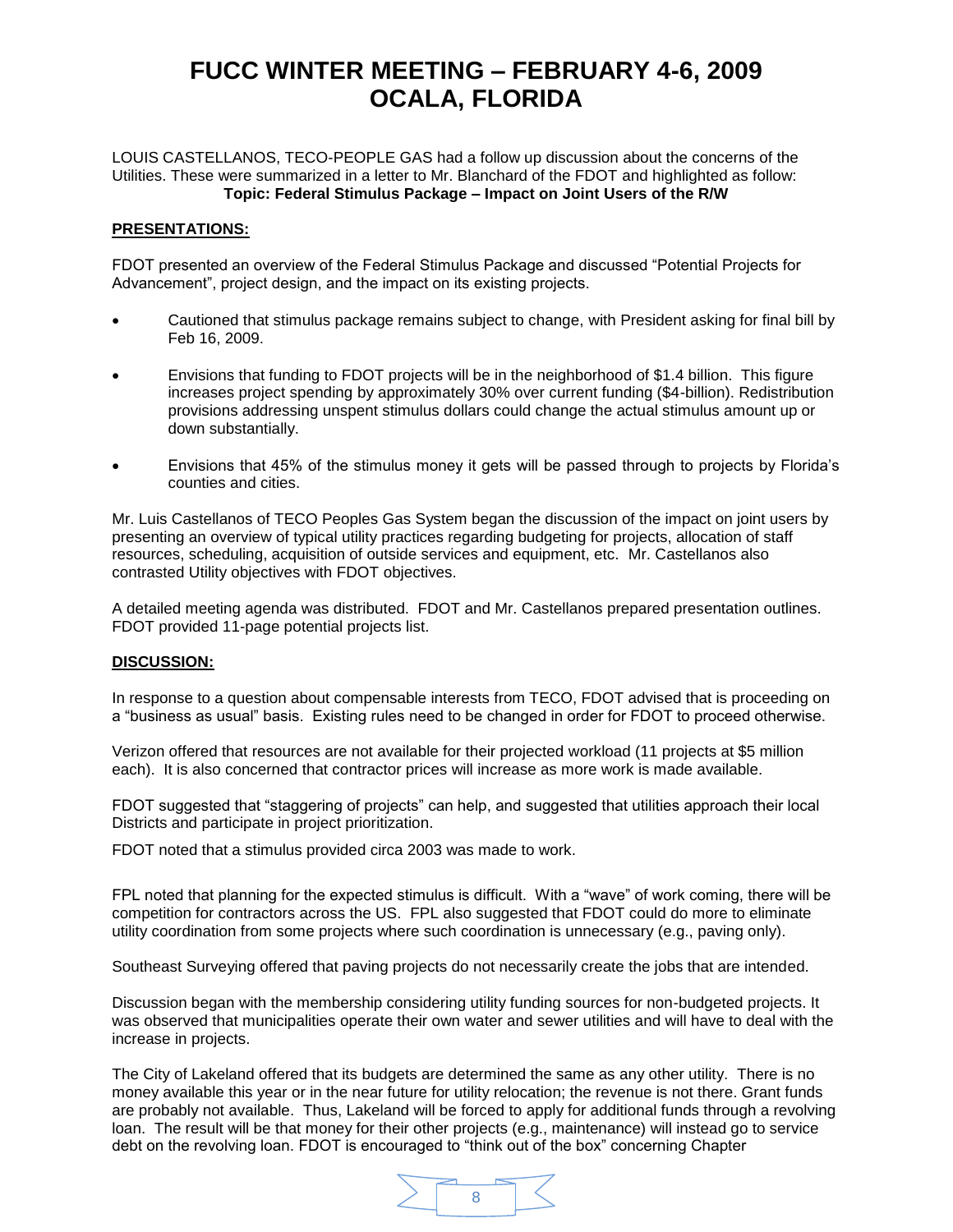# FUCC WINTER MEETING – FEBRUARY 4-6, 2009
# OCALA, FLORIDA

LOUIS CASTELLANOS, TECO-PEOPLE GAS had a follow up discussion about the concerns of the Utilities. These were summarized in a letter to Mr. Blanchard of the FDOT and highlighted as follow:

**Topic: Federal Stimulus Package – Impact on Joint Users of the R/W**

**PRESENTATIONS:**

FDOT presented an overview of the Federal Stimulus Package and discussed "Potential Projects for Advancement", project design, and the impact on its existing projects.

- Cautioned that stimulus package remains subject to change, with President asking for final bill by Feb 16, 2009.
- Envisions that funding to FDOT projects will be in the neighborhood of $1.4 billion. This figure increases project spending by approximately 30% over current funding ($4-billion). Redistribution provisions addressing unspent stimulus dollars could change the actual stimulus amount up or down substantially.
- Envisions that 45% of the stimulus money it gets will be passed through to projects by Florida's counties and cities.

Mr. Luis Castellanos of TECO Peoples Gas System began the discussion of the impact on joint users by presenting an overview of typical utility practices regarding budgeting for projects, allocation of staff resources, scheduling, acquisition of outside services and equipment, etc. Mr. Castellanos also contrasted Utility objectives with FDOT objectives.

A detailed meeting agenda was distributed. FDOT and Mr. Castellanos prepared presentation outlines. FDOT provided 11-page potential projects list.

**DISCUSSION:**

In response to a question about compensable interests from TECO, FDOT advised that is proceeding on a "business as usual" basis. Existing rules need to be changed in order for FDOT to proceed otherwise.

Verizon offered that resources are not available for their projected workload (11 projects at $5 million each). It is also concerned that contractor prices will increase as more work is made available.

FDOT suggested that "staggering of projects" can help, and suggested that utilities approach their local Districts and participate in project prioritization.

FDOT noted that a stimulus provided circa 2003 was made to work.

FPL noted that planning for the expected stimulus is difficult. With a "wave" of work coming, there will be competition for contractors across the US. FPL also suggested that FDOT could do more to eliminate utility coordination from some projects where such coordination is unnecessary (e.g., paving only).

Southeast Surveying offered that paving projects do not necessarily create the jobs that are intended.

Discussion began with the membership considering utility funding sources for non-budgeted projects. It was observed that municipalities operate their own water and sewer utilities and will have to deal with the increase in projects.

The City of Lakeland offered that its budgets are determined the same as any other utility. There is no money available this year or in the near future for utility relocation; the revenue is not there. Grant funds are probably not available. Thus, Lakeland will be forced to apply for additional funds through a revolving loan. The result will be that money for their other projects (e.g., maintenance) will instead go to service debt on the revolving loan. FDOT is encouraged to "think out of the box" concerning Chapter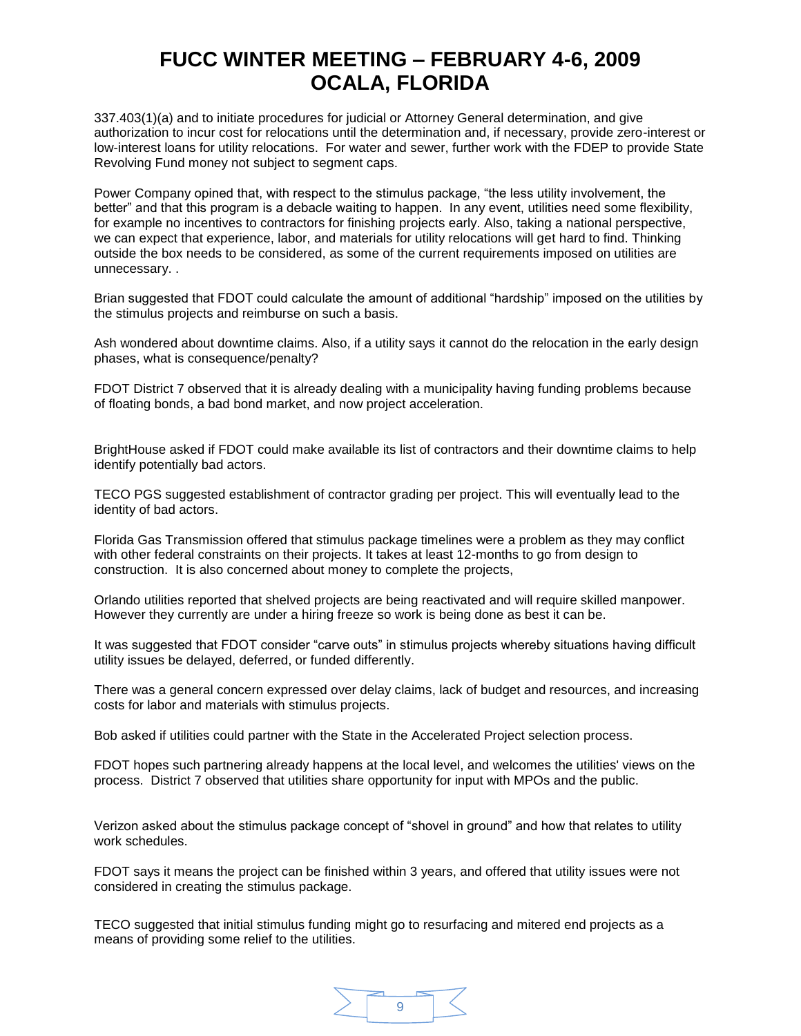337.403(1)(a) and to initiate procedures for judicial or Attorney General determination, and give authorization to incur cost for relocations until the determination and, if necessary, provide zero-interest or low-interest loans for utility relocations. For water and sewer, further work with the FDEP to provide State Revolving Fund money not subject to segment caps.

Power Company opined that, with respect to the stimulus package, "the less utility involvement, the better" and that this program is a debacle waiting to happen. In any event, utilities need some flexibility, for example no incentives to contractors for finishing projects early. Also, taking a national perspective, we can expect that experience, labor, and materials for utility relocations will get hard to find. Thinking outside the box needs to be considered, as some of the current requirements imposed on utilities are unnecessary. .

Brian suggested that FDOT could calculate the amount of additional "hardship" imposed on the utilities by the stimulus projects and reimburse on such a basis.

Ash wondered about downtime claims. Also, if a utility says it cannot do the relocation in the early design phases, what is consequence/penalty?

FDOT District 7 observed that it is already dealing with a municipality having funding problems because of floating bonds, a bad bond market, and now project acceleration.

BrightHouse asked if FDOT could make available its list of contractors and their downtime claims to help identify potentially bad actors.

TECO PGS suggested establishment of contractor grading per project. This will eventually lead to the identity of bad actors.

Florida Gas Transmission offered that stimulus package timelines were a problem as they may conflict with other federal constraints on their projects. It takes at least 12-months to go from design to construction. It is also concerned about money to complete the projects,

Orlando utilities reported that shelved projects are being reactivated and will require skilled manpower. However they currently are under a hiring freeze so work is being done as best it can be.

It was suggested that FDOT consider "carve outs" in stimulus projects whereby situations having difficult utility issues be delayed, deferred, or funded differently.

There was a general concern expressed over delay claims, lack of budget and resources, and increasing costs for labor and materials with stimulus projects.

Bob asked if utilities could partner with the State in the Accelerated Project selection process.

FDOT hopes such partnering already happens at the local level, and welcomes the utilities' views on the process. District 7 observed that utilities share opportunity for input with MPOs and the public.

Verizon asked about the stimulus package concept of "shovel in ground" and how that relates to utility work schedules.

FDOT says it means the project can be finished within 3 years, and offered that utility issues were not considered in creating the stimulus package.

TECO suggested that initial stimulus funding might go to resurfacing and mitered end projects as a means of providing some relief to the utilities.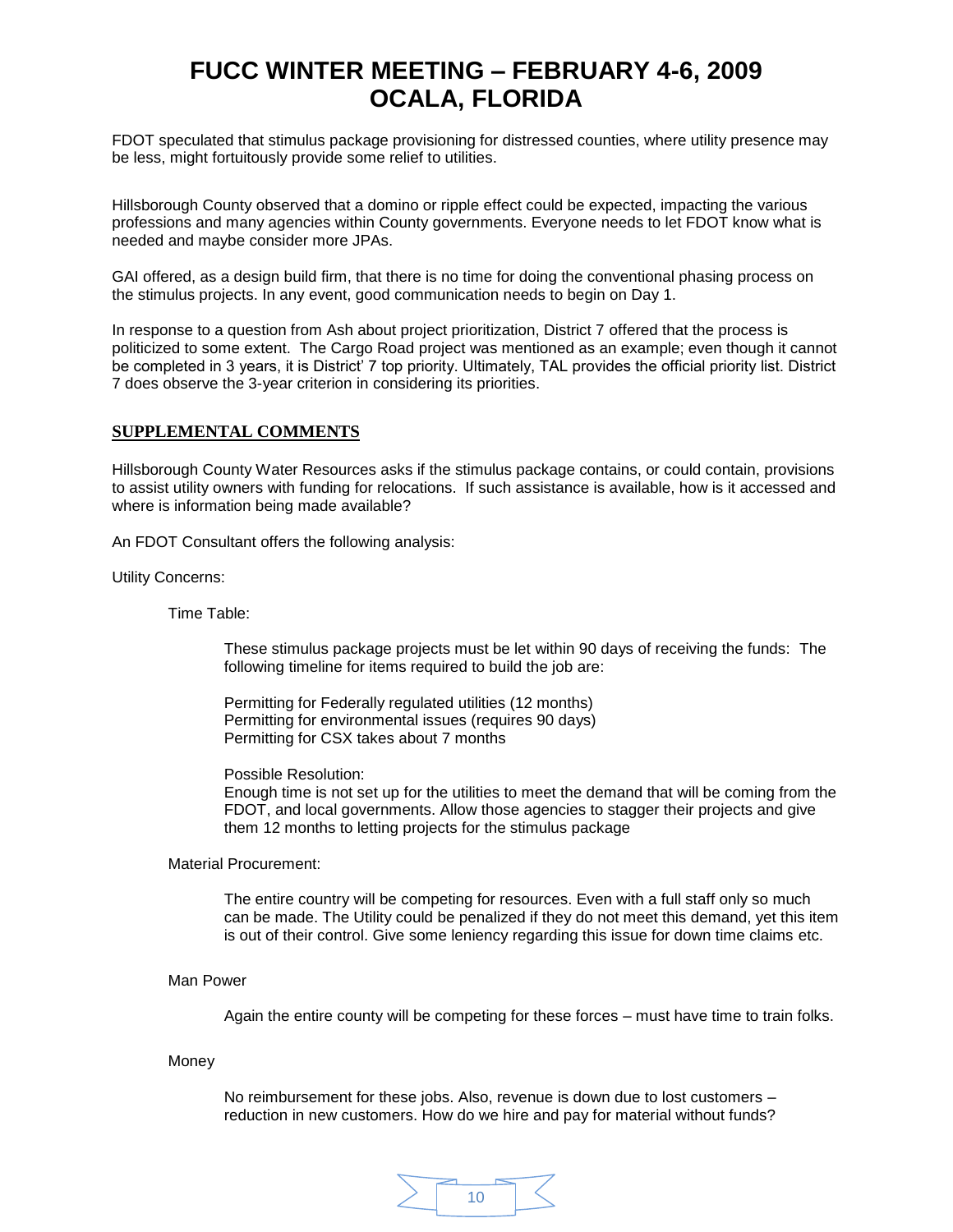# FUCC WINTER MEETING – FEBRUARY 4-6, 2009 OCALA, FLORIDA

FDOT speculated that stimulus package provisioning for distressed counties, where utility presence may be less, might fortuitously provide some relief to utilities.

Hillsborough County observed that a domino or ripple effect could be expected, impacting the various professions and many agencies within County governments. Everyone needs to let FDOT know what is needed and maybe consider more JPAs.

GAI offered, as a design build firm, that there is no time for doing the conventional phasing process on the stimulus projects. In any event, good communication needs to begin on Day 1.

In response to a question from Ash about project prioritization, District 7 offered that the process is politicized to some extent. The Cargo Road project was mentioned as an example; even though it cannot be completed in 3 years, it is District' 7 top priority. Ultimately, TAL provides the official priority list. District 7 does observe the 3-year criterion in considering its priorities.

## SUPPLEMENTAL COMMENTS

Hillsborough County Water Resources asks if the stimulus package contains, or could contain, provisions to assist utility owners with funding for relocations. If such assistance is available, how is it accessed and where is information being made available?

An FDOT Consultant offers the following analysis:

Utility Concerns:

Time Table:

These stimulus package projects must be let within 90 days of receiving the funds: The following timeline for items required to build the job are:

Permitting for Federally regulated utilities (12 months)
Permitting for environmental issues (requires 90 days)
Permitting for CSX takes about 7 months

Possible Resolution:
Enough time is not set up for the utilities to meet the demand that will be coming from the FDOT, and local governments. Allow those agencies to stagger their projects and give them 12 months to letting projects for the stimulus package

Material Procurement:

The entire country will be competing for resources. Even with a full staff only so much can be made. The Utility could be penalized if they do not meet this demand, yet this item is out of their control. Give some leniency regarding this issue for down time claims etc.

Man Power

Again the entire county will be competing for these forces – must have time to train folks.

Money

No reimbursement for these jobs. Also, revenue is down due to lost customers – reduction in new customers. How do we hire and pay for material without funds?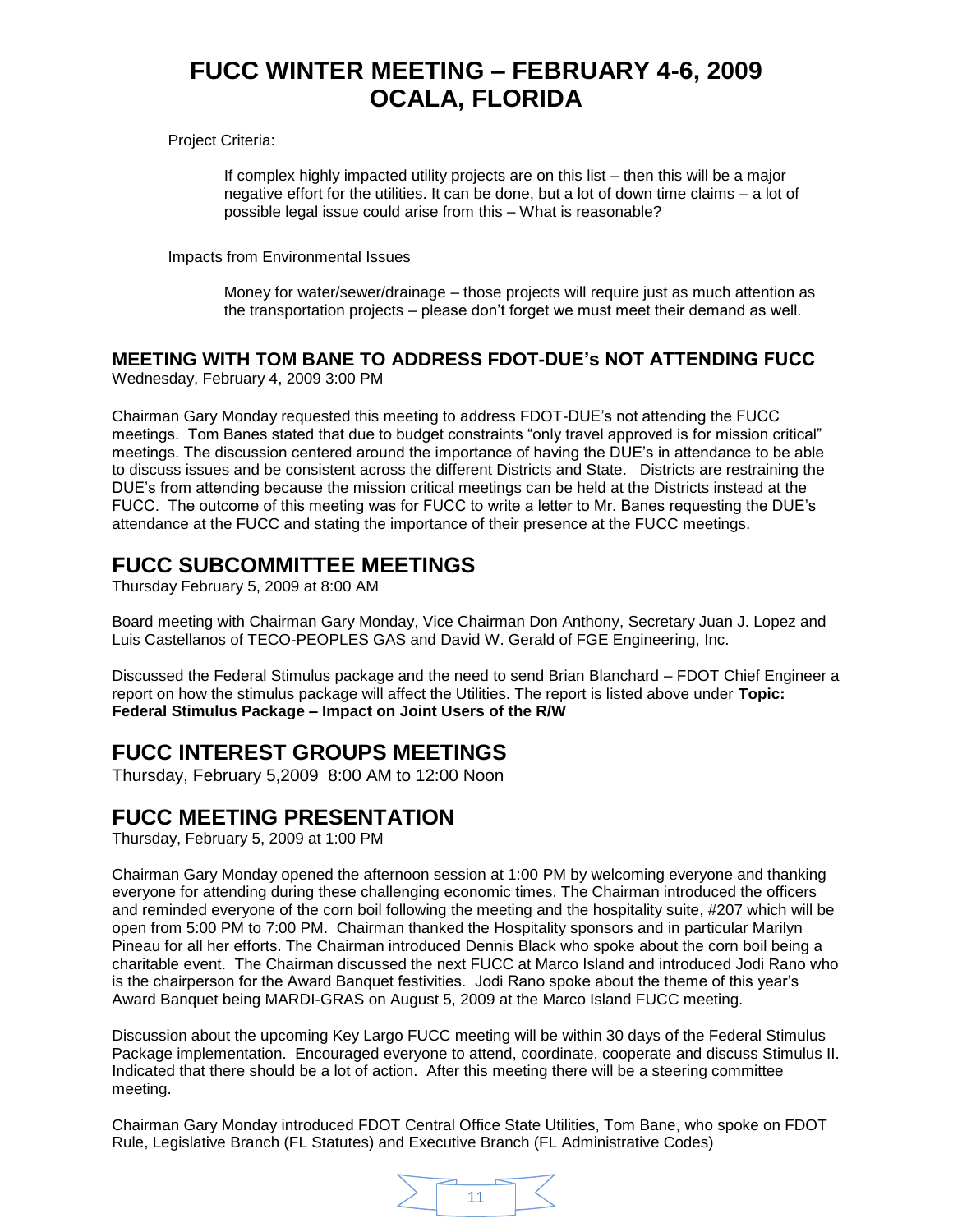# FUCC WINTER MEETING – FEBRUARY 4-6, 2009
# OCALA, FLORIDA

Project Criteria:

> If complex highly impacted utility projects are on this list – then this will be a major negative effort for the utilities. It can be done, but a lot of down time claims – a lot of possible legal issue could arise from this – What is reasonable?

Impacts from Environmental Issues

> Money for water/sewer/drainage – those projects will require just as much attention as the transportation projects – please don't forget we must meet their demand as well.

### MEETING WITH TOM BANE TO ADDRESS FDOT-DUE's NOT ATTENDING FUCC

Wednesday, February 4, 2009 3:00 PM

Chairman Gary Monday requested this meeting to address FDOT-DUE's not attending the FUCC meetings. Tom Banes stated that due to budget constraints "only travel approved is for mission critical" meetings. The discussion centered around the importance of having the DUE's in attendance to be able to discuss issues and be consistent across the different Districts and State. Districts are restraining the DUE's from attending because the mission critical meetings can be held at the Districts instead at the FUCC. The outcome of this meeting was for FUCC to write a letter to Mr. Banes requesting the DUE's attendance at the FUCC and stating the importance of their presence at the FUCC meetings.

## FUCC SUBCOMMITTEE MEETINGS

Thursday February 5, 2009 at 8:00 AM

Board meeting with Chairman Gary Monday, Vice Chairman Don Anthony, Secretary Juan J. Lopez and Luis Castellanos of TECO-PEOPLES GAS and David W. Gerald of FGE Engineering, Inc.

Discussed the Federal Stimulus package and the need to send Brian Blanchard – FDOT Chief Engineer a report on how the stimulus package will affect the Utilities. The report is listed above under **Topic: Federal Stimulus Package – Impact on Joint Users of the R/W**

## FUCC INTEREST GROUPS MEETINGS

Thursday, February 5,2009 8:00 AM to 12:00 Noon

## FUCC MEETING PRESENTATION

Thursday, February 5, 2009 at 1:00 PM

Chairman Gary Monday opened the afternoon session at 1:00 PM by welcoming everyone and thanking everyone for attending during these challenging economic times. The Chairman introduced the officers and reminded everyone of the corn boil following the meeting and the hospitality suite, #207 which will be open from 5:00 PM to 7:00 PM. Chairman thanked the Hospitality sponsors and in particular Marilyn Pineau for all her efforts. The Chairman introduced Dennis Black who spoke about the corn boil being a charitable event. The Chairman discussed the next FUCC at Marco Island and introduced Jodi Rano who is the chairperson for the Award Banquet festivities. Jodi Rano spoke about the theme of this year's Award Banquet being MARDI-GRAS on August 5, 2009 at the Marco Island FUCC meeting.

Discussion about the upcoming Key Largo FUCC meeting will be within 30 days of the Federal Stimulus Package implementation. Encouraged everyone to attend, coordinate, cooperate and discuss Stimulus II. Indicated that there should be a lot of action. After this meeting there will be a steering committee meeting.

Chairman Gary Monday introduced FDOT Central Office State Utilities, Tom Bane, who spoke on FDOT Rule, Legislative Branch (FL Statutes) and Executive Branch (FL Administrative Codes)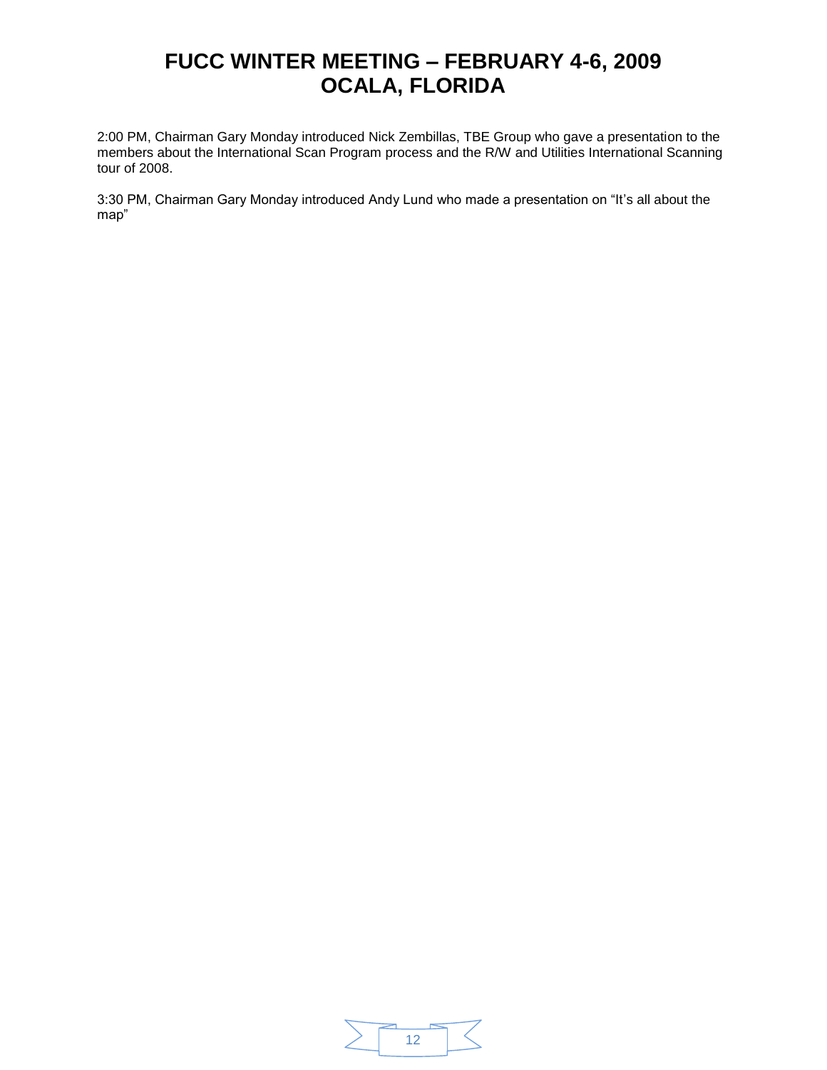# FUCC WINTER MEETING – FEBRUARY 4-6, 2009
# OCALA, FLORIDA

2:00 PM, Chairman Gary Monday introduced Nick Zembillas, TBE Group who gave a presentation to the members about the International Scan Program process and the R/W and Utilities International Scanning tour of 2008.

3:30 PM, Chairman Gary Monday introduced Andy Lund who made a presentation on "It's all about the map"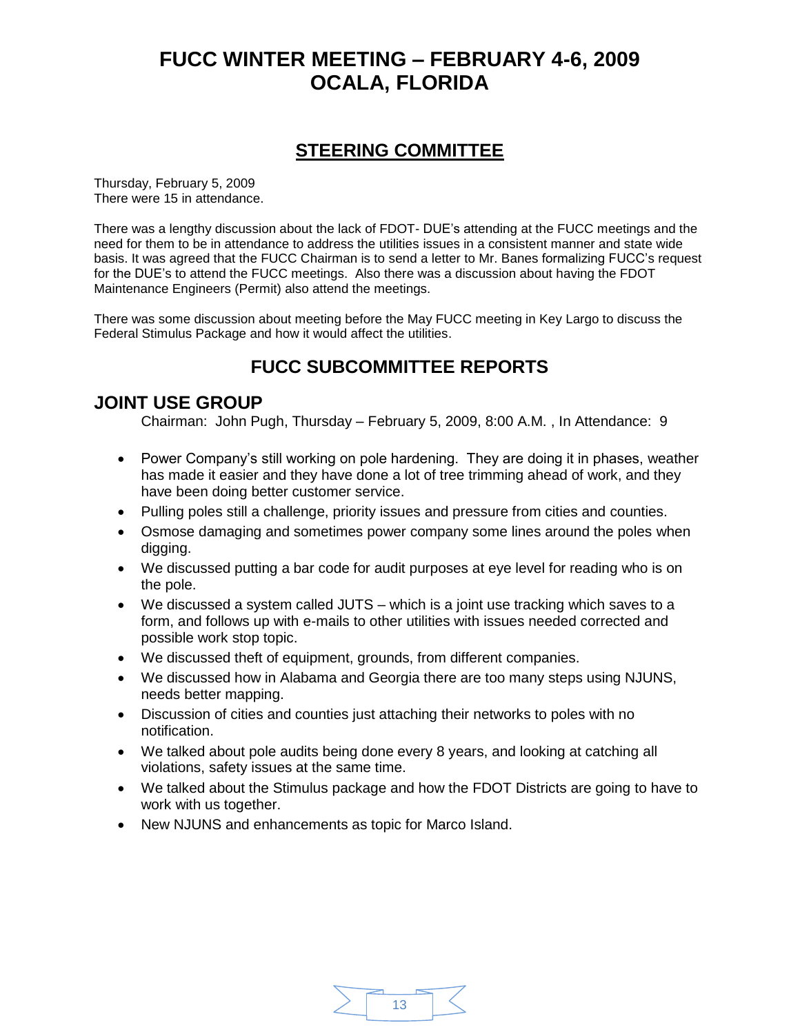# FUCC WINTER MEETING – FEBRUARY 4-6, 2009
# OCALA, FLORIDA

## STEERING COMMITTEE

Thursday, February 5, 2009
There were 15 in attendance.

There was a lengthy discussion about the lack of FDOT- DUE's attending at the FUCC meetings and the need for them to be in attendance to address the utilities issues in a consistent manner and state wide basis. It was agreed that the FUCC Chairman is to send a letter to Mr. Banes formalizing FUCC's request for the DUE's to attend the FUCC meetings. Also there was a discussion about having the FDOT Maintenance Engineers (Permit) also attend the meetings.

There was some discussion about meeting before the May FUCC meeting in Key Largo to discuss the Federal Stimulus Package and how it would affect the utilities.

## FUCC SUBCOMMITTEE REPORTS

### JOINT USE GROUP

Chairman: John Pugh, Thursday – February 5, 2009, 8:00 A.M. , In Attendance: 9

- Power Company's still working on pole hardening. They are doing it in phases, weather has made it easier and they have done a lot of tree trimming ahead of work, and they have been doing better customer service.
- Pulling poles still a challenge, priority issues and pressure from cities and counties.
- Osmose damaging and sometimes power company some lines around the poles when digging.
- We discussed putting a bar code for audit purposes at eye level for reading who is on the pole.
- We discussed a system called JUTS – which is a joint use tracking which saves to a form, and follows up with e-mails to other utilities with issues needed corrected and possible work stop topic.
- We discussed theft of equipment, grounds, from different companies.
- We discussed how in Alabama and Georgia there are too many steps using NJUNS, needs better mapping.
- Discussion of cities and counties just attaching their networks to poles with no notification.
- We talked about pole audits being done every 8 years, and looking at catching all violations, safety issues at the same time.
- We talked about the Stimulus package and how the FDOT Districts are going to have to work with us together.
- New NJUNS and enhancements as topic for Marco Island.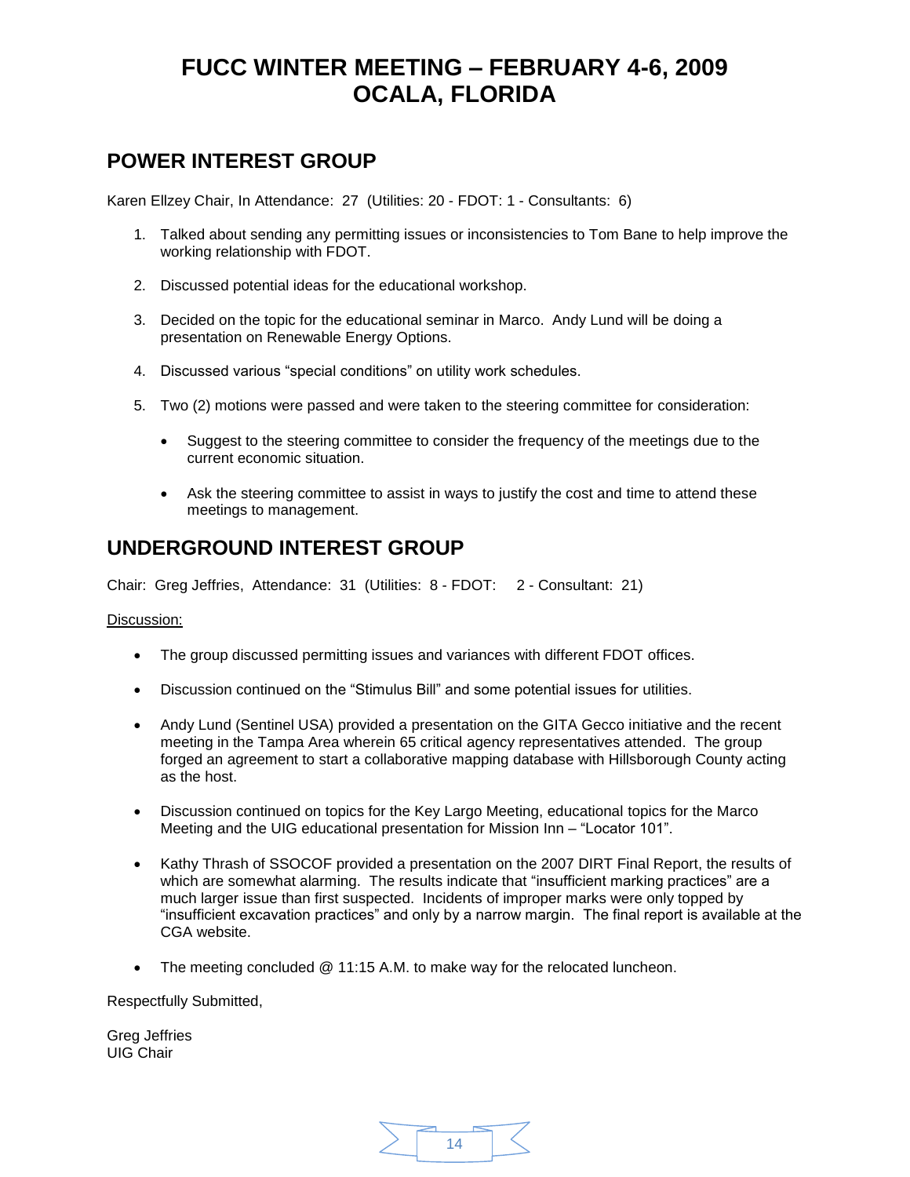# FUCC WINTER MEETING – FEBRUARY 4-6, 2009
# OCALA, FLORIDA

## POWER INTEREST GROUP

Karen Ellzey Chair, In Attendance: 27 (Utilities: 20 - FDOT: 1 - Consultants: 6)

1. Talked about sending any permitting issues or inconsistencies to Tom Bane to help improve the working relationship with FDOT.

2. Discussed potential ideas for the educational workshop.

3. Decided on the topic for the educational seminar in Marco. Andy Lund will be doing a presentation on Renewable Energy Options.

4. Discussed various "special conditions" on utility work schedules.

5. Two (2) motions were passed and were taken to the steering committee for consideration:

   - Suggest to the steering committee to consider the frequency of the meetings due to the current economic situation.

   - Ask the steering committee to assist in ways to justify the cost and time to attend these meetings to management.

## UNDERGROUND INTEREST GROUP

Chair: Greg Jeffries, Attendance: 31 (Utilities: 8 - FDOT: 2 - Consultant: 21)

Discussion:

- The group discussed permitting issues and variances with different FDOT offices.

- Discussion continued on the "Stimulus Bill" and some potential issues for utilities.

- Andy Lund (Sentinel USA) provided a presentation on the GITA Gecco initiative and the recent meeting in the Tampa Area wherein 65 critical agency representatives attended. The group forged an agreement to start a collaborative mapping database with Hillsborough County acting as the host.

- Discussion continued on topics for the Key Largo Meeting, educational topics for the Marco Meeting and the UIG educational presentation for Mission Inn – "Locator 101".

- Kathy Thrash of SSOCOF provided a presentation on the 2007 DIRT Final Report, the results of which are somewhat alarming. The results indicate that "insufficient marking practices" are a much larger issue than first suspected. Incidents of improper marks were only topped by "insufficient excavation practices" and only by a narrow margin. The final report is available at the CGA website.

- The meeting concluded @ 11:15 A.M. to make way for the relocated luncheon.

Respectfully Submitted,

Greg Jeffries
UIG Chair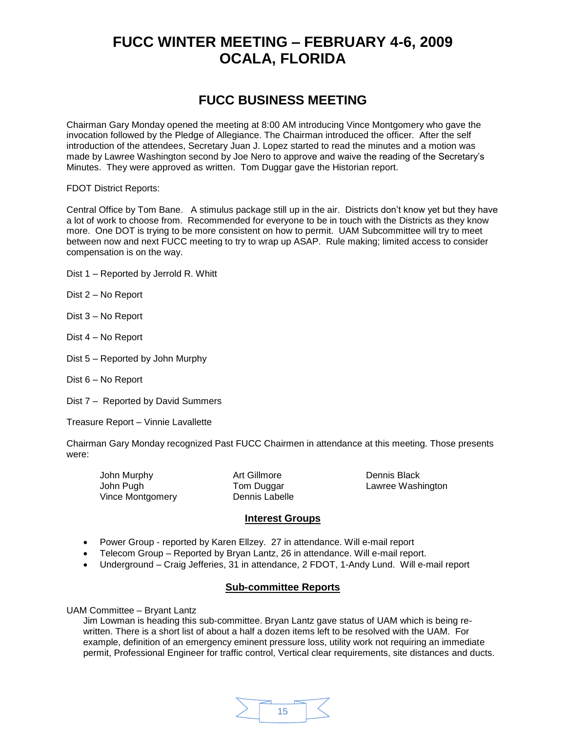# FUCC WINTER MEETING – FEBRUARY 4-6, 2009
# OCALA, FLORIDA

## FUCC BUSINESS MEETING

Chairman Gary Monday opened the meeting at 8:00 AM introducing Vince Montgomery who gave the invocation followed by the Pledge of Allegiance. The Chairman introduced the officer. After the self introduction of the attendees, Secretary Juan J. Lopez started to read the minutes and a motion was made by Lawree Washington second by Joe Nero to approve and waive the reading of the Secretary's Minutes. They were approved as written. Tom Duggar gave the Historian report.

FDOT District Reports:

Central Office by Tom Bane. A stimulus package still up in the air. Districts don't know yet but they have a lot of work to choose from. Recommended for everyone to be in touch with the Districts as they know more. One DOT is trying to be more consistent on how to permit. UAM Subcommittee will try to meet between now and next FUCC meeting to try to wrap up ASAP. Rule making; limited access to consider compensation is on the way.

Dist 1 – Reported by Jerrold R. Whitt

Dist 2 – No Report

Dist 3 – No Report

Dist 4 – No Report

Dist 5 – Reported by John Murphy

Dist 6 – No Report

Dist 7 – Reported by David Summers

Treasure Report – Vinnie Lavallette

Chairman Gary Monday recognized Past FUCC Chairmen in attendance at this meeting. Those presents were:

John Murphy
John Pugh
Vince Montgomery
Art Gillmore
Tom Duggar
Dennis Labelle
Dennis Black
Lawree Washington

### Interest Groups

- Power Group - reported by Karen Ellzey. 27 in attendance. Will e-mail report
- Telecom Group – Reported by Bryan Lantz, 26 in attendance. Will e-mail report.
- Underground – Craig Jefferies, 31 in attendance, 2 FDOT, 1-Andy Lund. Will e-mail report

### Sub-committee Reports

UAM Committee – Bryant Lantz

Jim Lowman is heading this sub-committee. Bryan Lantz gave status of UAM which is being re-written. There is a short list of about a half a dozen items left to be resolved with the UAM. For example, definition of an emergency eminent pressure loss, utility work not requiring an immediate permit, Professional Engineer for traffic control, Vertical clear requirements, site distances and ducts.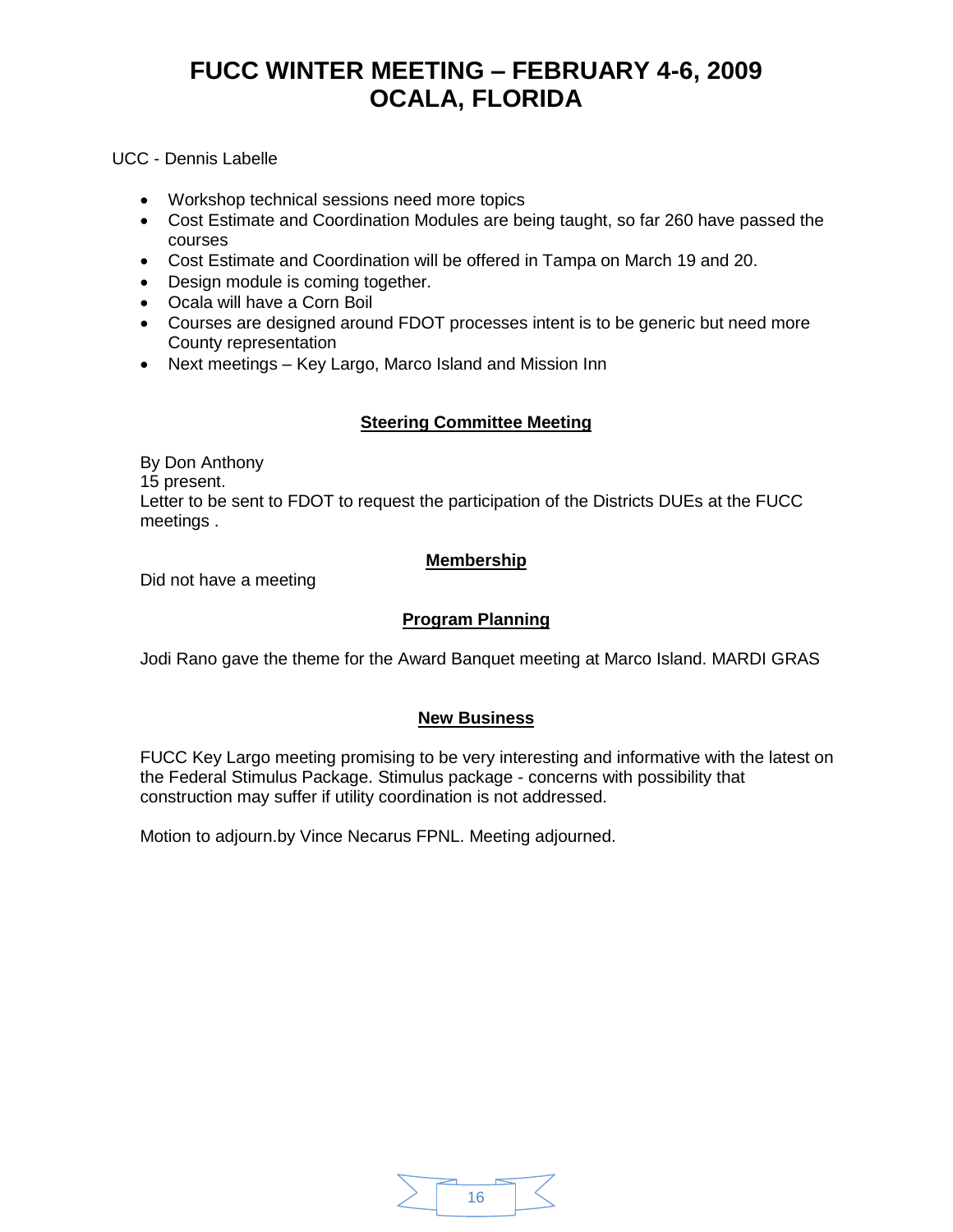# FUCC WINTER MEETING – FEBRUARY 4-6, 2009
# OCALA, FLORIDA

UCC - Dennis Labelle

- Workshop technical sessions need more topics
- Cost Estimate and Coordination Modules are being taught, so far 260 have passed the courses
- Cost Estimate and Coordination will be offered in Tampa on March 19 and 20.
- Design module is coming together.
- Ocala will have a Corn Boil
- Courses are designed around FDOT processes intent is to be generic but need more County representation
- Next meetings – Key Largo, Marco Island and Mission Inn

## Steering Committee Meeting

By Don Anthony
15 present.
Letter to be sent to FDOT to request the participation of the Districts DUEs at the FUCC meetings .

## Membership

Did not have a meeting

## Program Planning

Jodi Rano gave the theme for the Award Banquet meeting at Marco Island. MARDI GRAS

## New Business

FUCC Key Largo meeting promising to be very interesting and informative with the latest on the Federal Stimulus Package. Stimulus package - concerns with possibility that construction may suffer if utility coordination is not addressed.

Motion to adjourn.by Vince Necarus FPNL. Meeting adjourned.